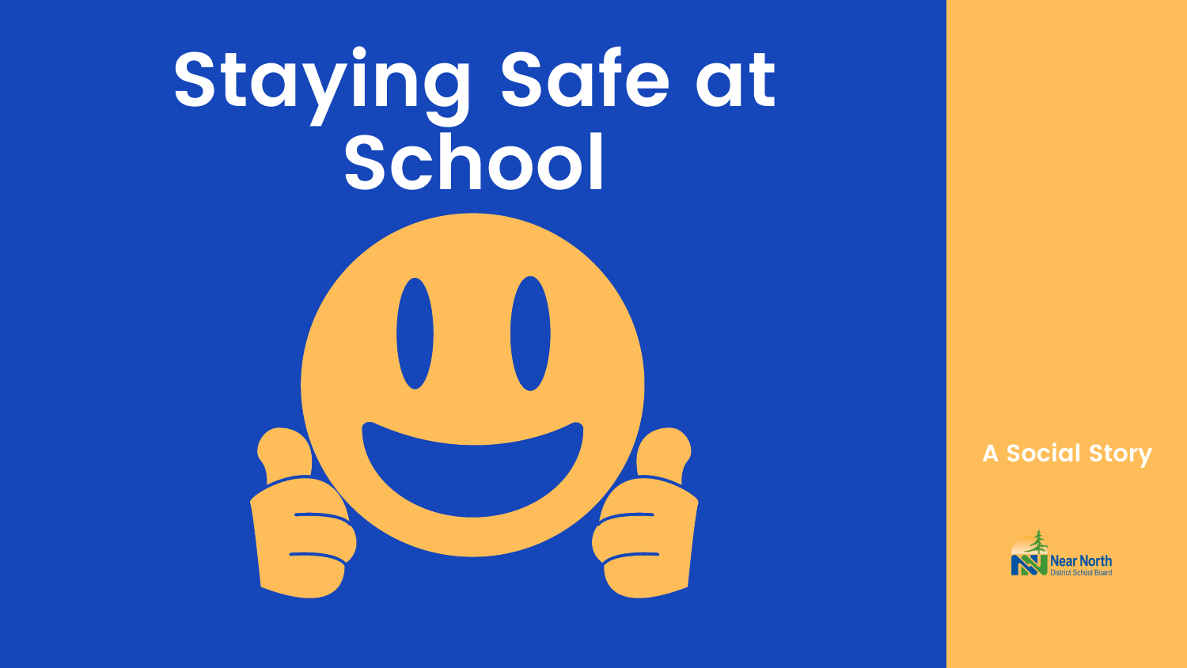# Staying Safe at School

**A Social Story**

Near North
District School Board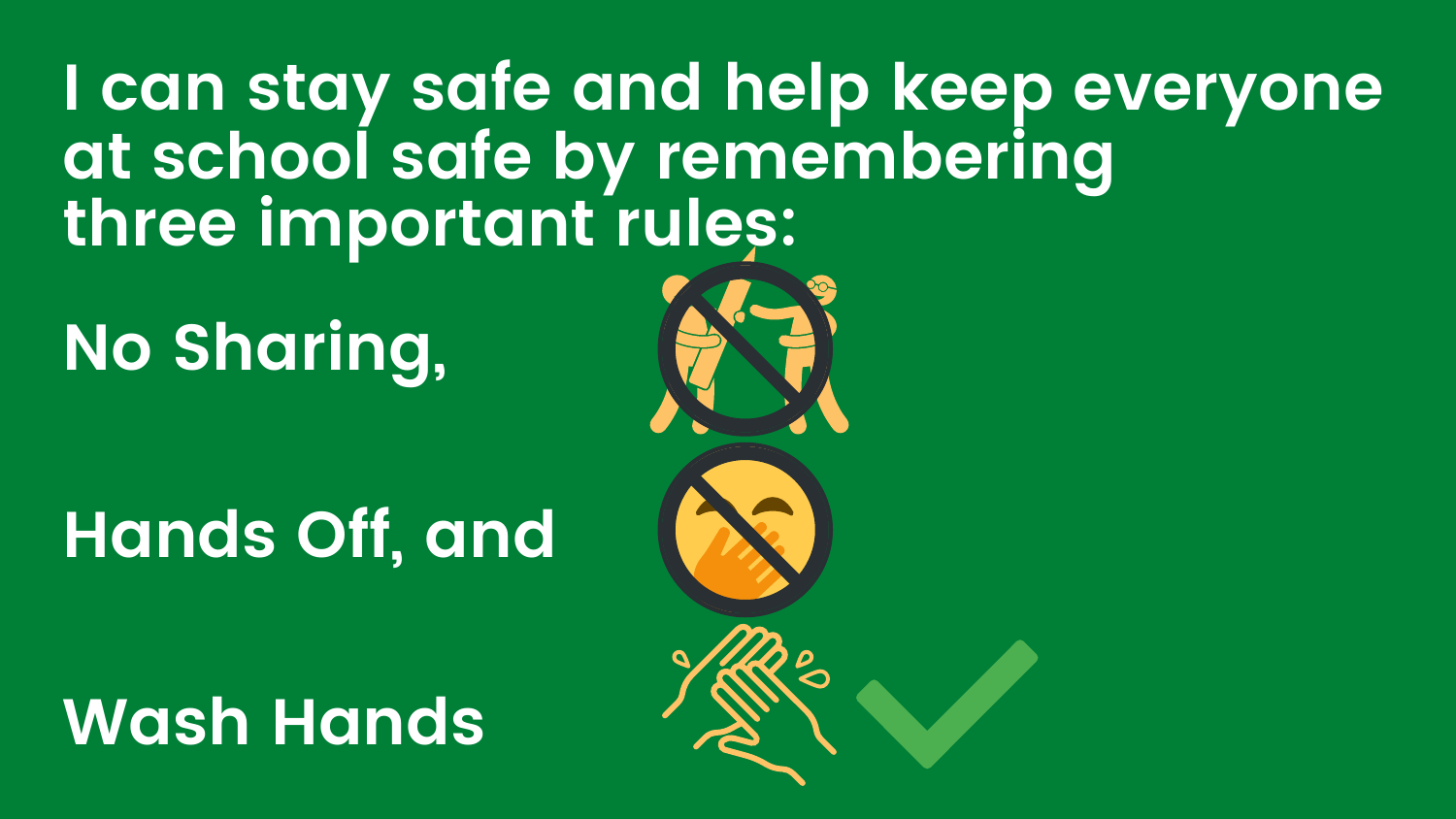I can stay safe and help keep everyone at school safe by remembering three important rules:

No Sharing,

Hands Off, and

Wash Hands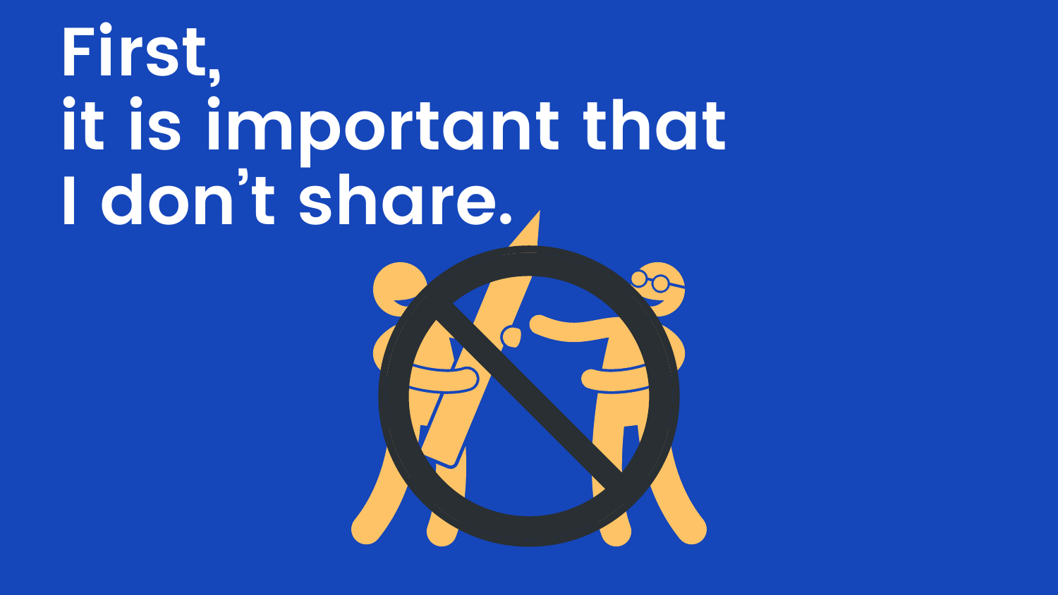# First,
# it is important that
# I don't share.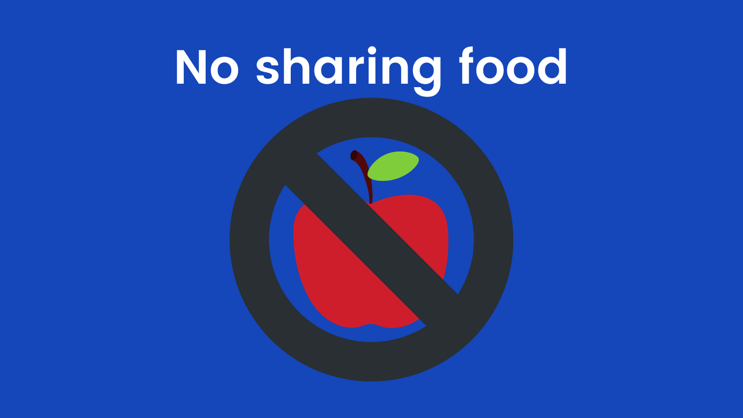# No sharing food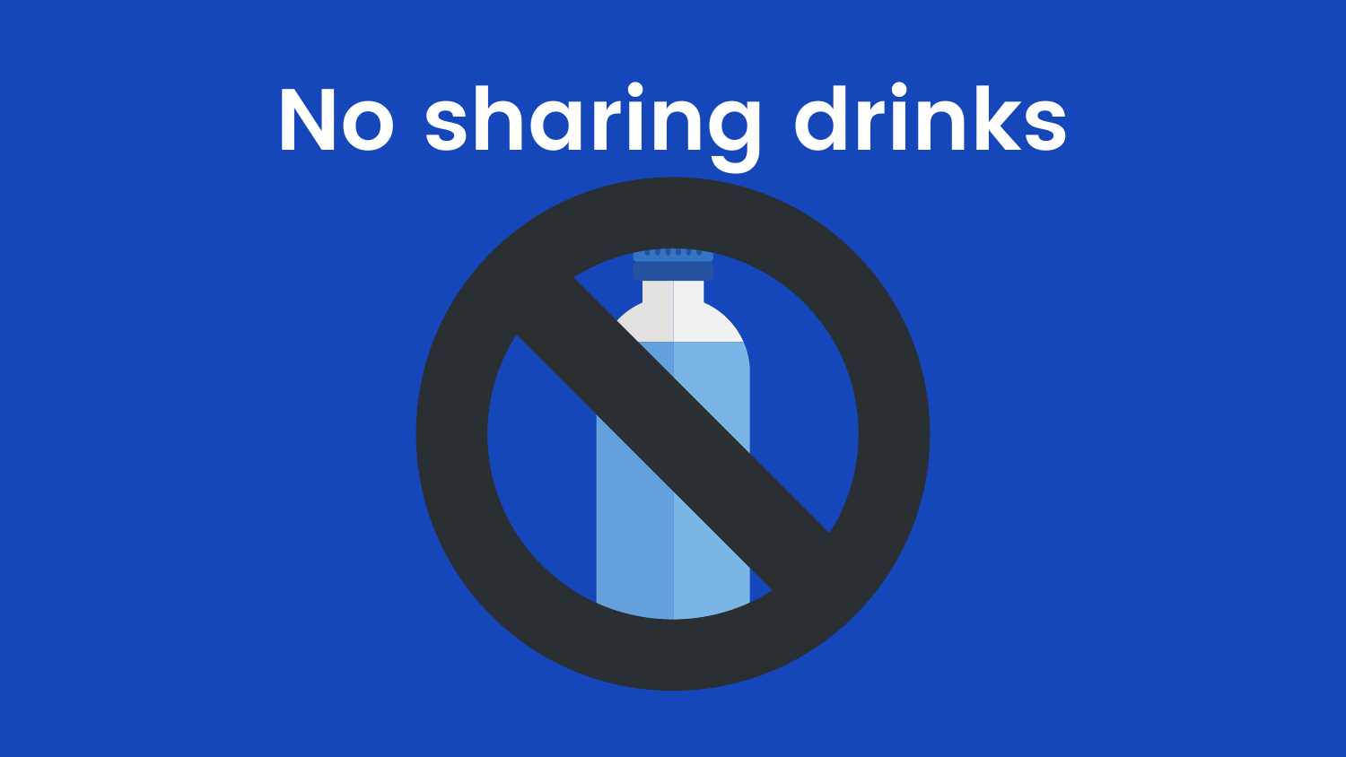# No sharing drinks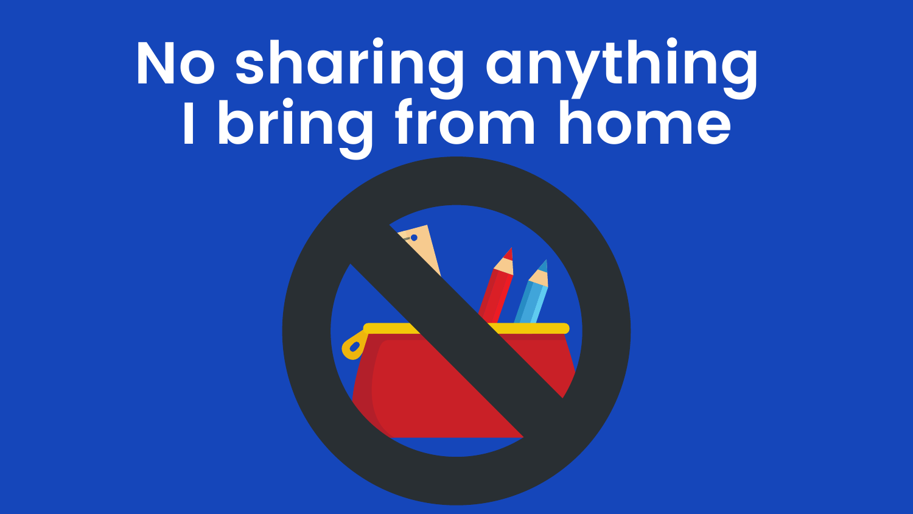# No sharing anything I bring from home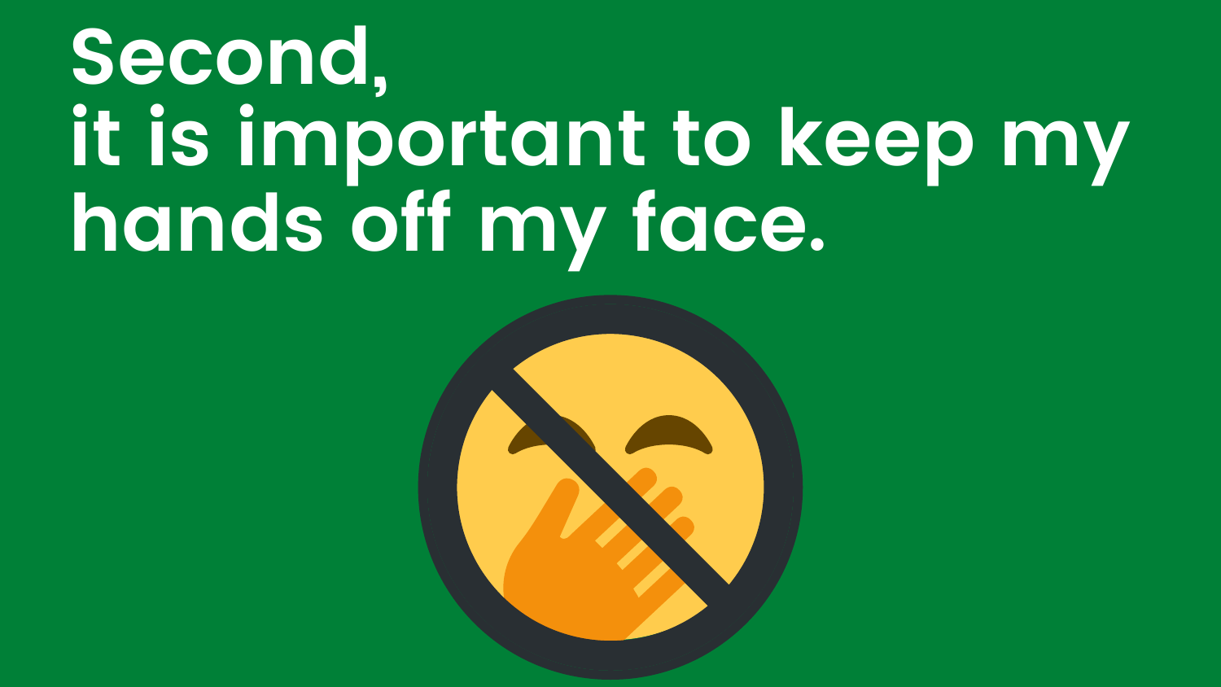# Second,
# it is important to keep my hands off my face.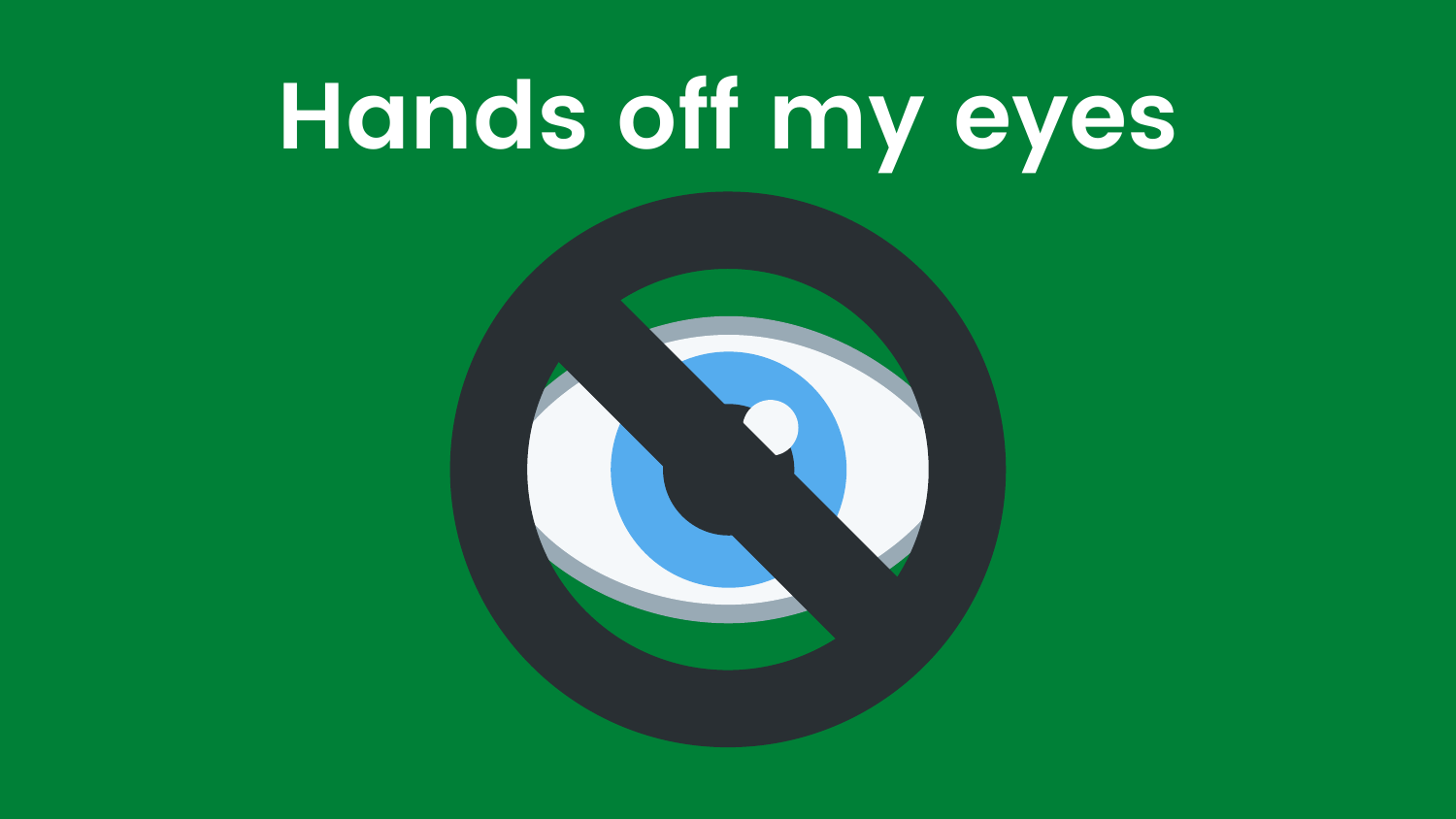# Hands off my eyes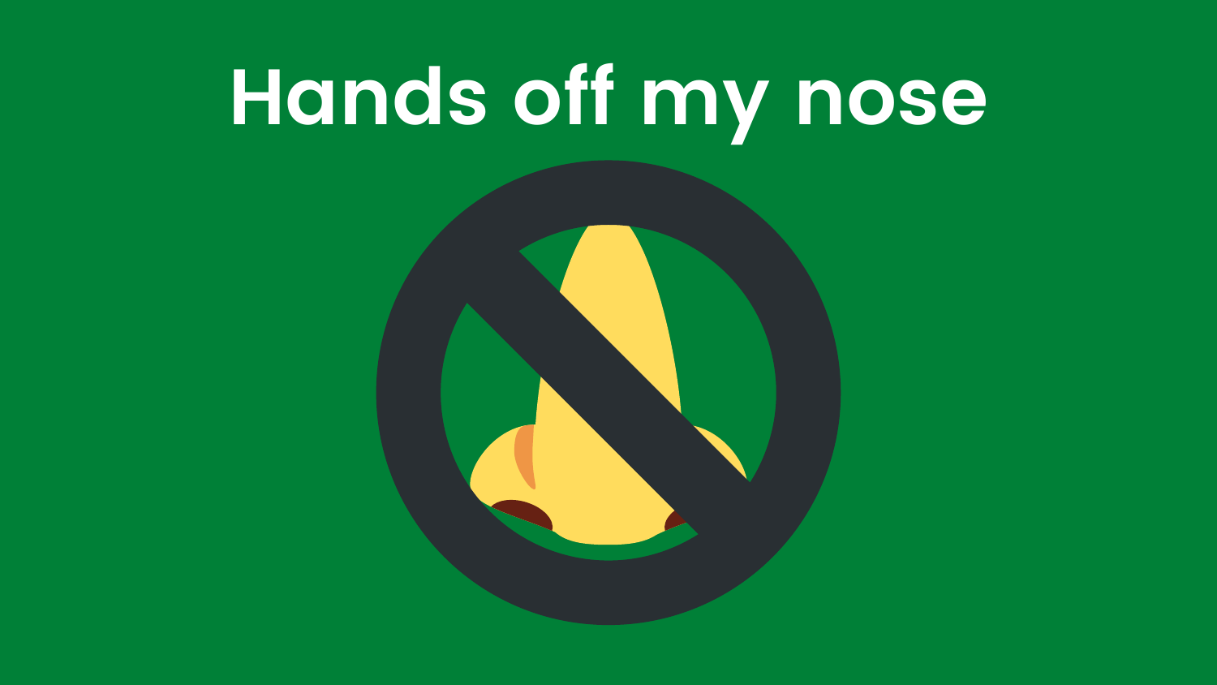# Hands off my nose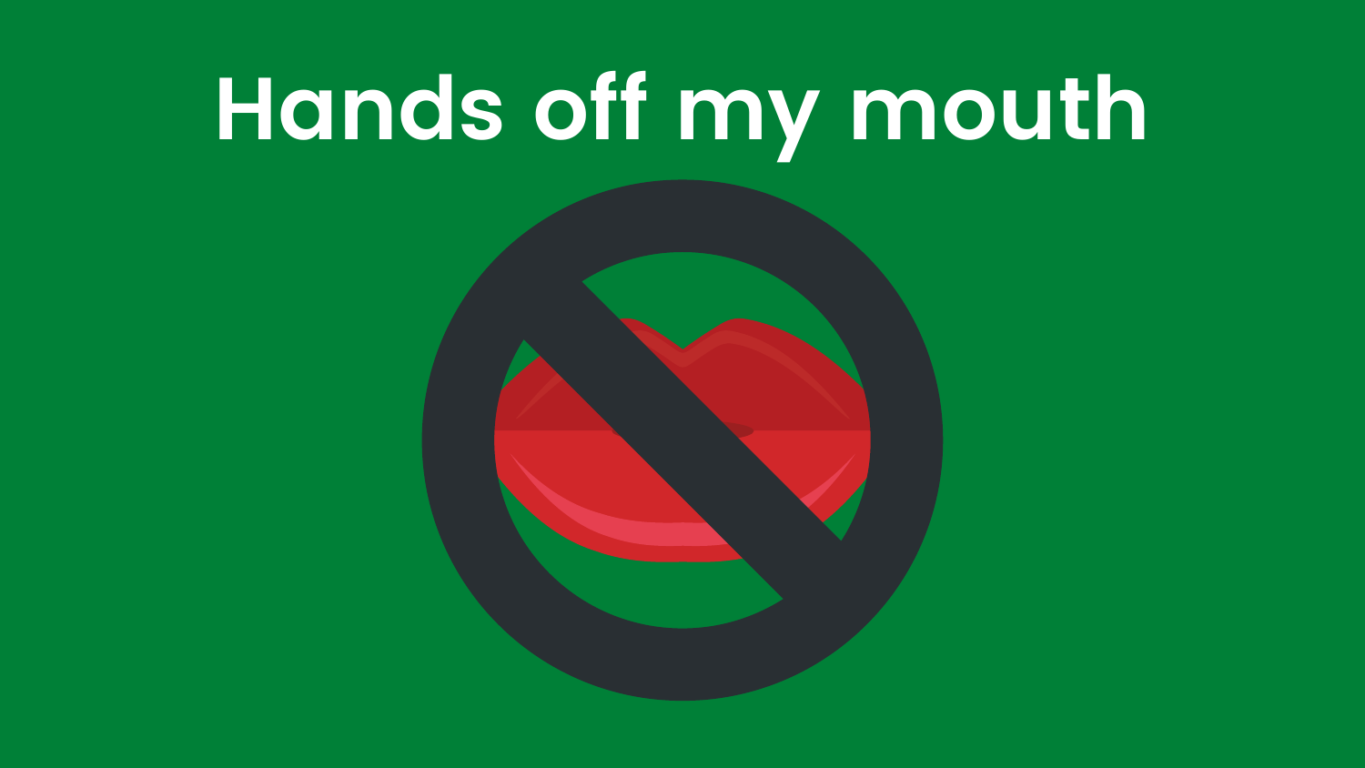# Hands off my mouth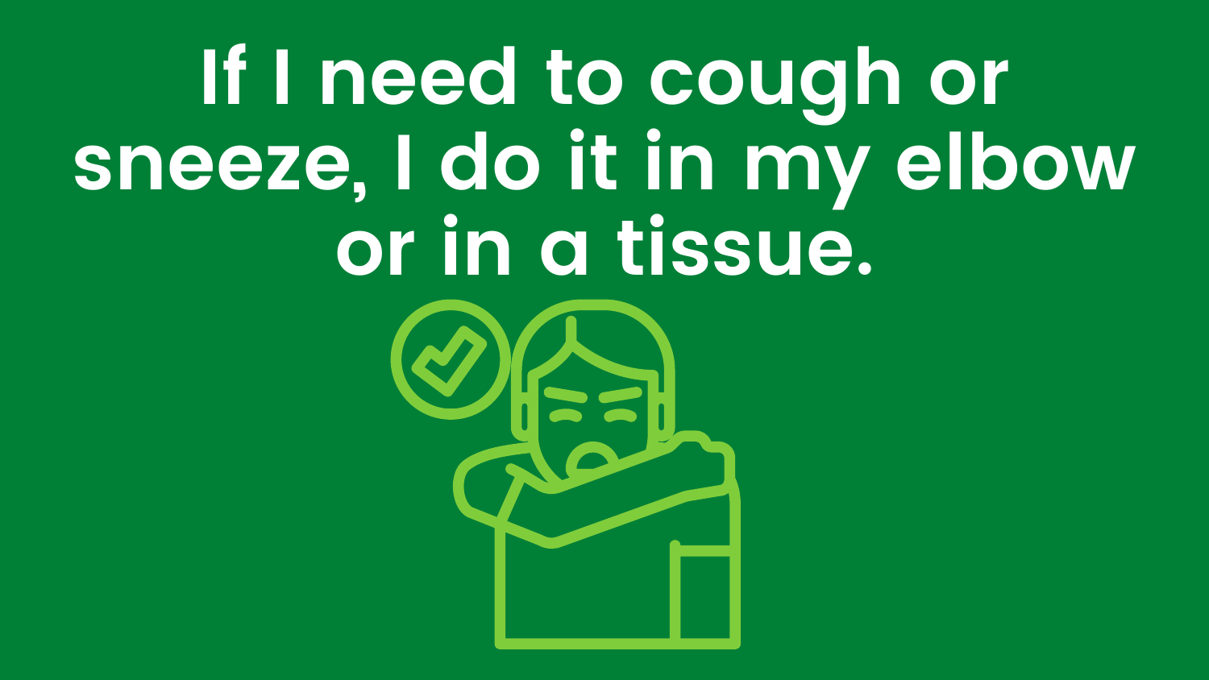# If I need to cough or sneeze, I do it in my elbow or in a tissue.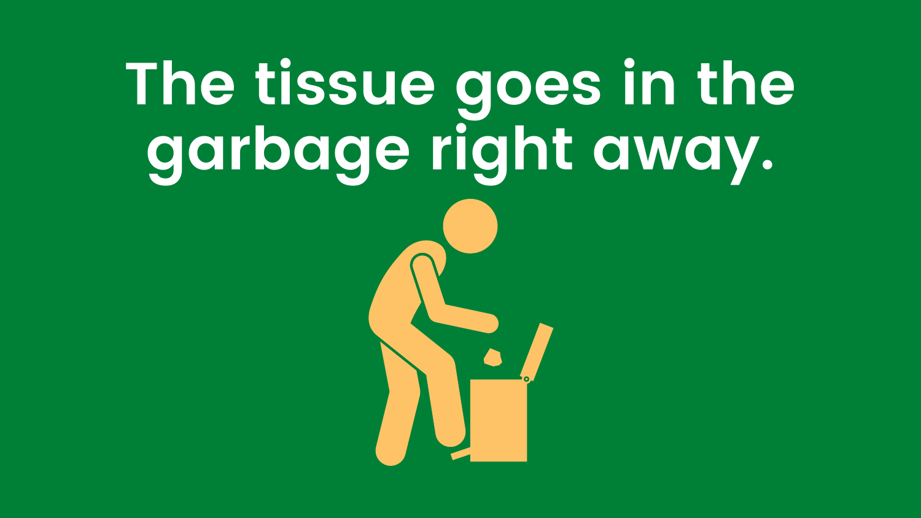# The tissue goes in the garbage right away.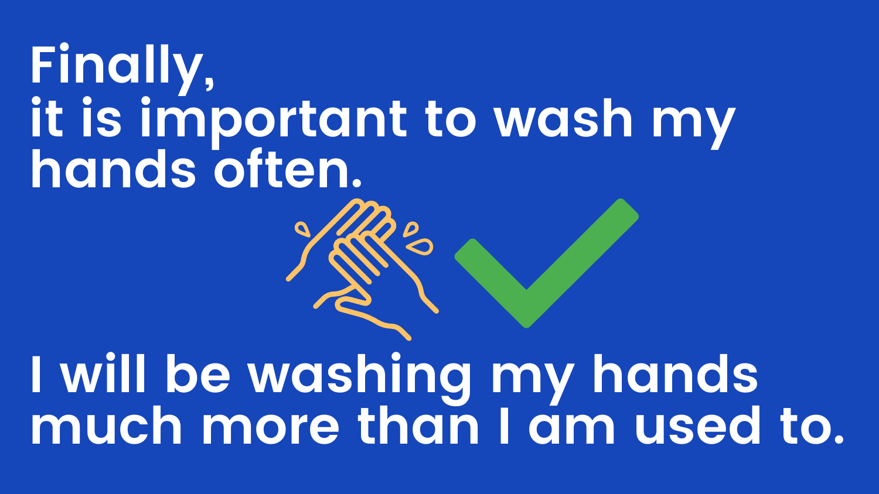Finally,
it is important to wash my hands often.

I will be washing my hands much more than I am used to.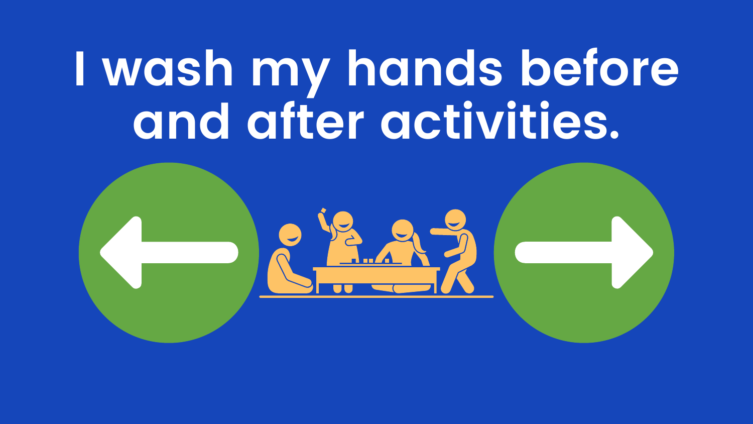# I wash my hands before and after activities.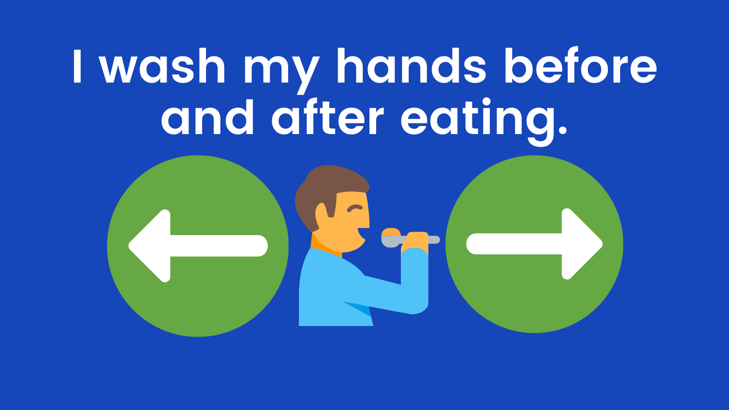# I wash my hands before and after eating.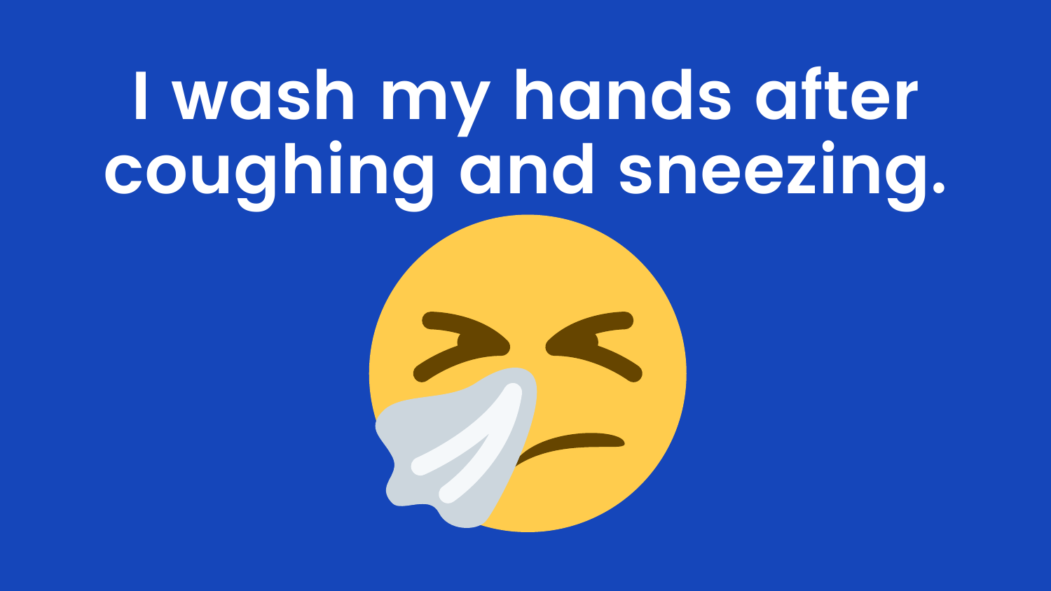# I wash my hands after coughing and sneezing.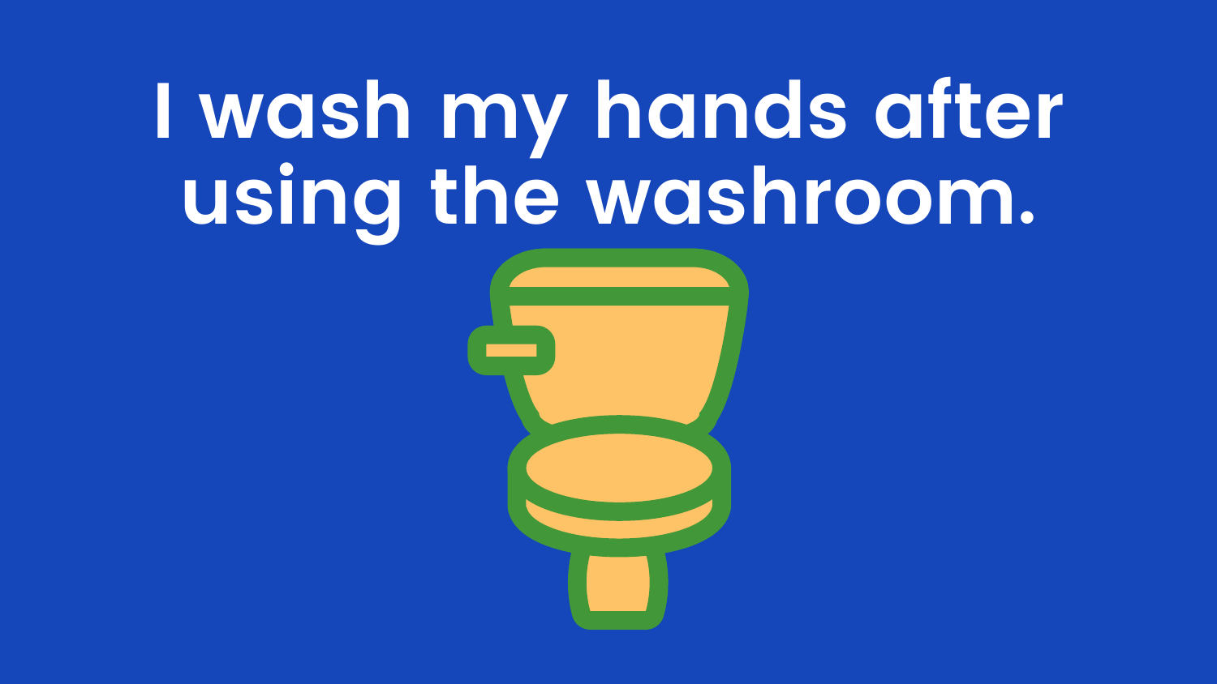# I wash my hands after using the washroom.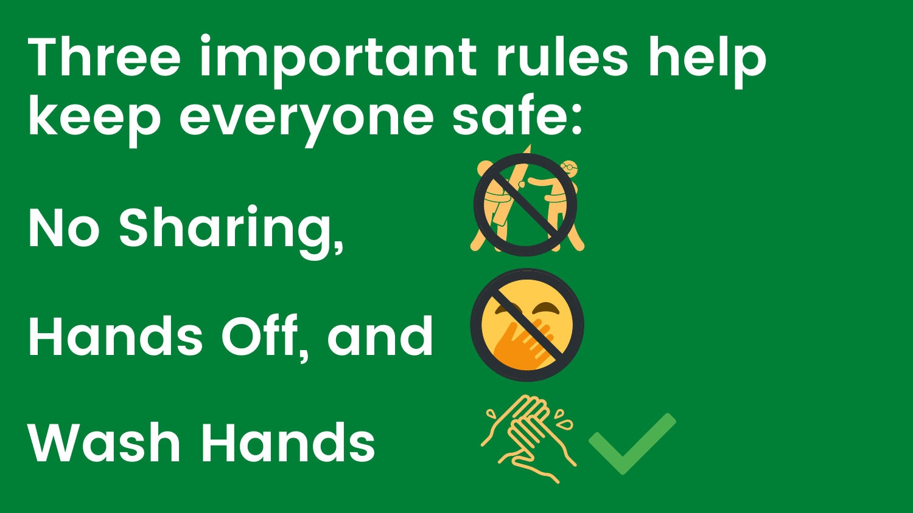Three important rules help keep everyone safe:

No Sharing,

Hands Off, and

Wash Hands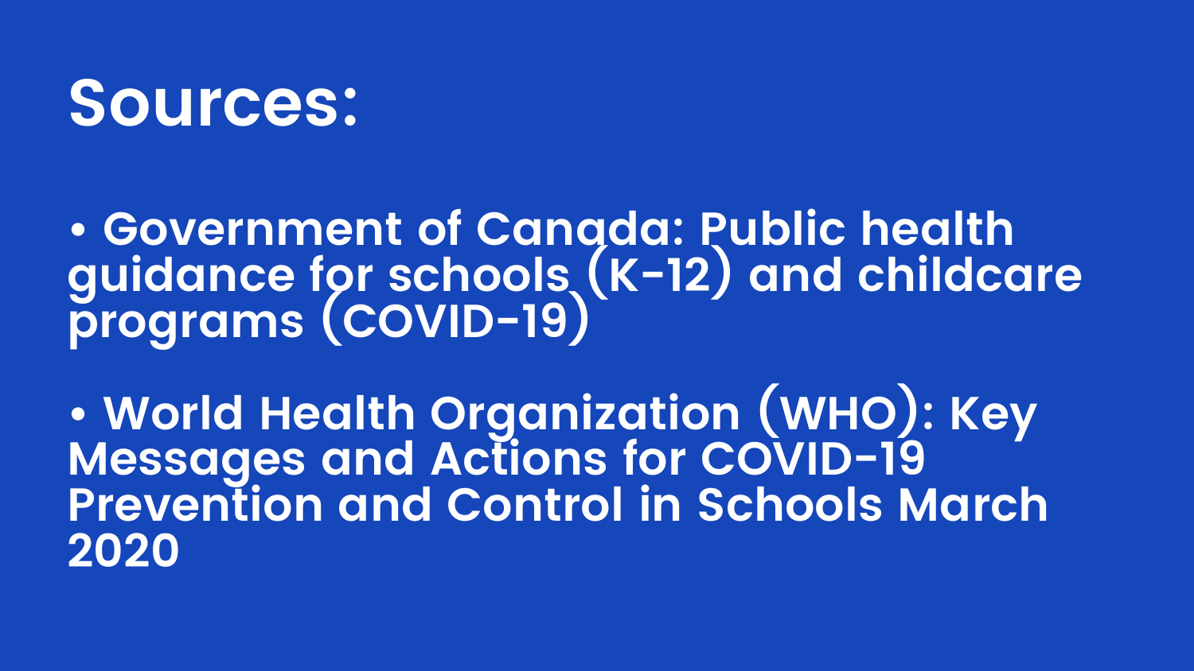# Sources:

- Government of Canada: Public health guidance for schools (K-12) and childcare programs (COVID-19)
- World Health Organization (WHO): Key Messages and Actions for COVID-19 Prevention and Control in Schools March 2020